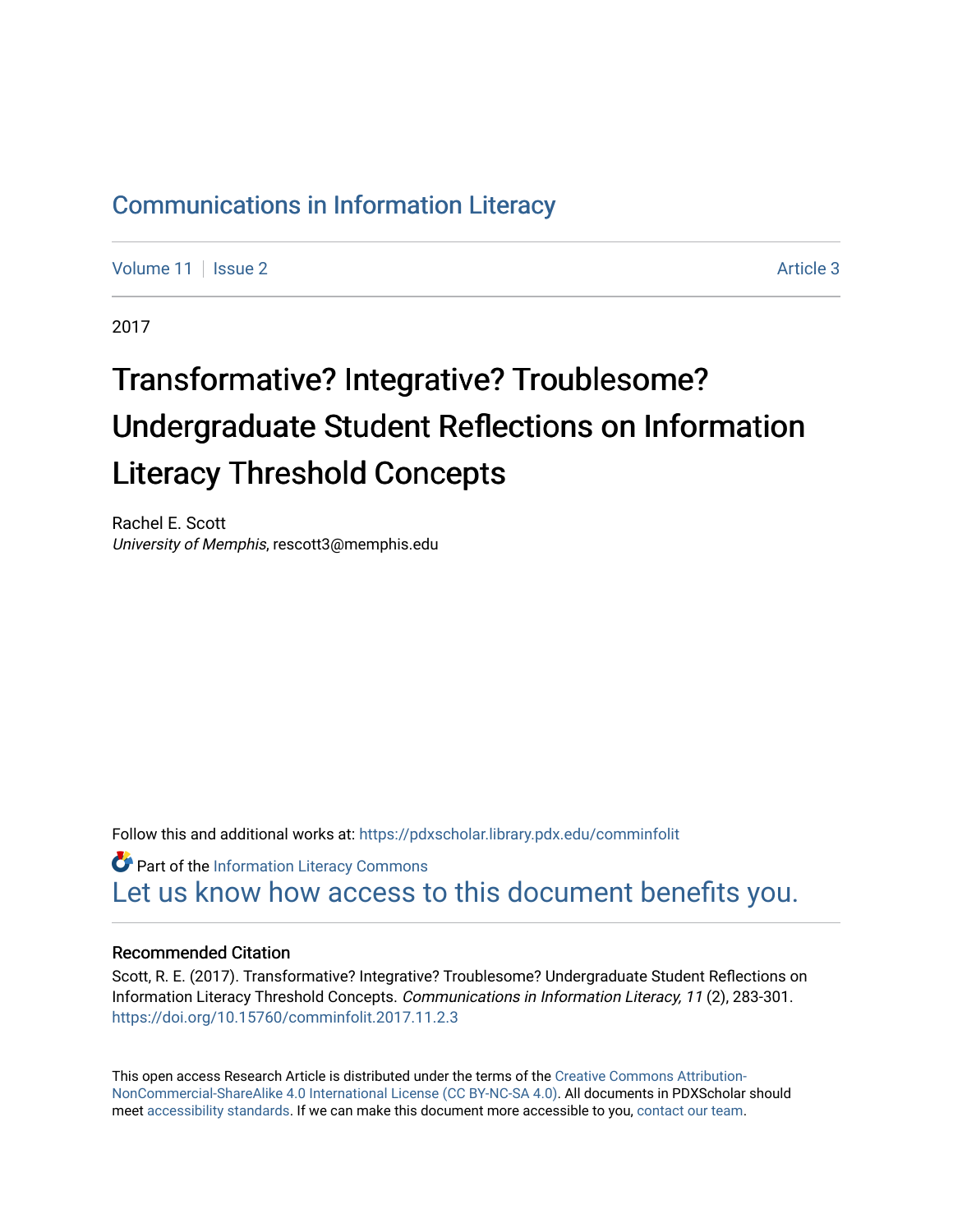Communications in Information Literacy

Volume 11 | Issue 2 | Article 3

2017

# Transformative? Integrative? Troublesome? Undergraduate Student Reflections on Information Literacy Threshold Concepts

Rachel E. Scott
*University of Memphis*, rescott3@memphis.edu

Follow this and additional works at: https://pdxscholar.library.pdx.edu/comminfolit

Part of the Information Literacy Commons

Let us know how access to this document benefits you.

### Recommended Citation

Scott, R. E. (2017). Transformative? Integrative? Troublesome? Undergraduate Student Reflections on Information Literacy Threshold Concepts. *Communications in Information Literacy, 11* (2), 283-301. https://doi.org/10.15760/comminfolit.2017.11.2.3

This open access Research Article is distributed under the terms of the Creative Commons Attribution-NonCommercial-ShareAlike 4.0 International License (CC BY-NC-SA 4.0). All documents in PDXScholar should meet accessibility standards. If we can make this document more accessible to you, contact our team.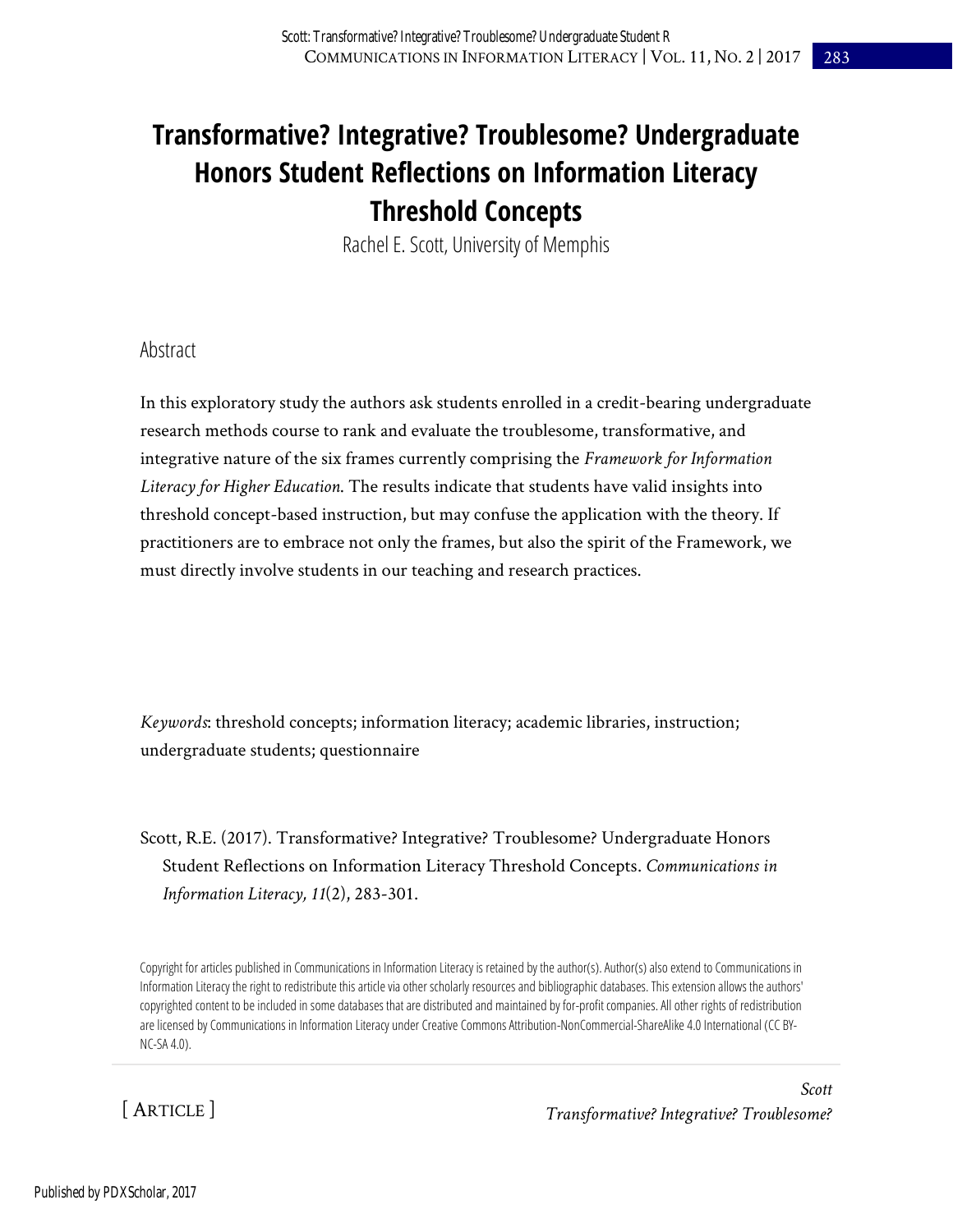# Transformative? Integrative? Troublesome? Undergraduate Honors Student Reflections on Information Literacy Threshold Concepts

Rachel E. Scott, University of Memphis

## Abstract

In this exploratory study the authors ask students enrolled in a credit-bearing undergraduate research methods course to rank and evaluate the troublesome, transformative, and integrative nature of the six frames currently comprising the *Framework for Information Literacy for Higher Education.* The results indicate that students have valid insights into threshold concept-based instruction, but may confuse the application with the theory. If practitioners are to embrace not only the frames, but also the spirit of the Framework, we must directly involve students in our teaching and research practices.

*Keywords*: threshold concepts; information literacy; academic libraries, instruction; undergraduate students; questionnaire

Scott, R.E. (2017). Transformative? Integrative? Troublesome? Undergraduate Honors Student Reflections on Information Literacy Threshold Concepts. *Communications in Information Literacy, 11*(2), 283-301.

Copyright for articles published in Communications in Information Literacy is retained by the author(s). Author(s) also extend to Communications in Information Literacy the right to redistribute this article via other scholarly resources and bibliographic databases. This extension allows the authors' copyrighted content to be included in some databases that are distributed and maintained by for-profit companies. All other rights of redistribution are licensed by Communications in Information Literacy under Creative Commons Attribution-NonCommercial-ShareAlike 4.0 International (CC BY-NC-SA 4.0).

[ ARTICLE ]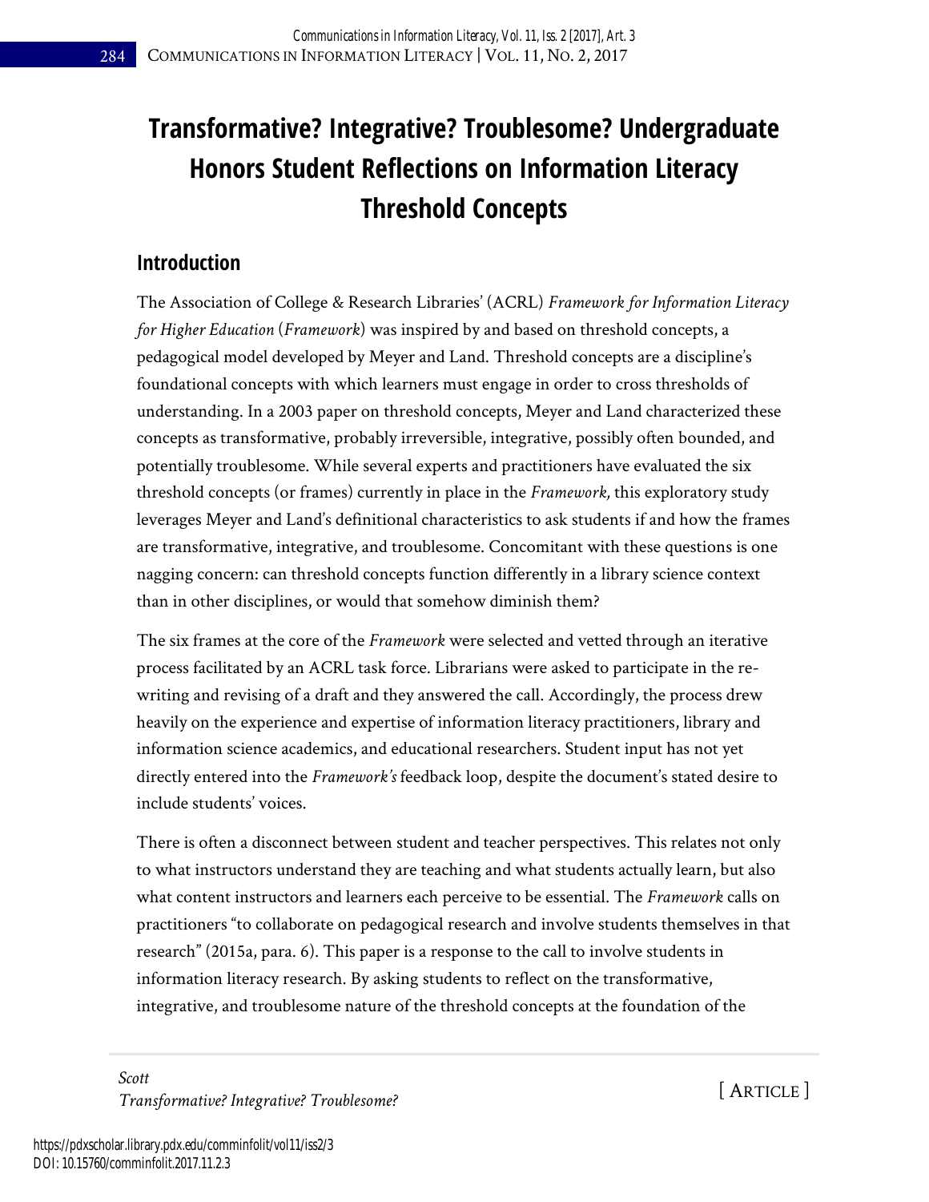# Transformative? Integrative? Troublesome? Undergraduate Honors Student Reflections on Information Literacy Threshold Concepts

## Introduction

The Association of College & Research Libraries' (ACRL) *Framework for Information Literacy for Higher Education* (*Framework*) was inspired by and based on threshold concepts, a pedagogical model developed by Meyer and Land. Threshold concepts are a discipline's foundational concepts with which learners must engage in order to cross thresholds of understanding. In a 2003 paper on threshold concepts, Meyer and Land characterized these concepts as transformative, probably irreversible, integrative, possibly often bounded, and potentially troublesome. While several experts and practitioners have evaluated the six threshold concepts (or frames) currently in place in the *Framework,* this exploratory study leverages Meyer and Land's definitional characteristics to ask students if and how the frames are transformative, integrative, and troublesome. Concomitant with these questions is one nagging concern: can threshold concepts function differently in a library science context than in other disciplines, or would that somehow diminish them?

The six frames at the core of the *Framework* were selected and vetted through an iterative process facilitated by an ACRL task force. Librarians were asked to participate in the re-writing and revising of a draft and they answered the call. Accordingly, the process drew heavily on the experience and expertise of information literacy practitioners, library and information science academics, and educational researchers. Student input has not yet directly entered into the *Framework's* feedback loop, despite the document's stated desire to include students' voices.

There is often a disconnect between student and teacher perspectives. This relates not only to what instructors understand they are teaching and what students actually learn, but also what content instructors and learners each perceive to be essential. The *Framework* calls on practitioners "to collaborate on pedagogical research and involve students themselves in that research" (2015a, para. 6). This paper is a response to the call to involve students in information literacy research. By asking students to reflect on the transformative, integrative, and troublesome nature of the threshold concepts at the foundation of the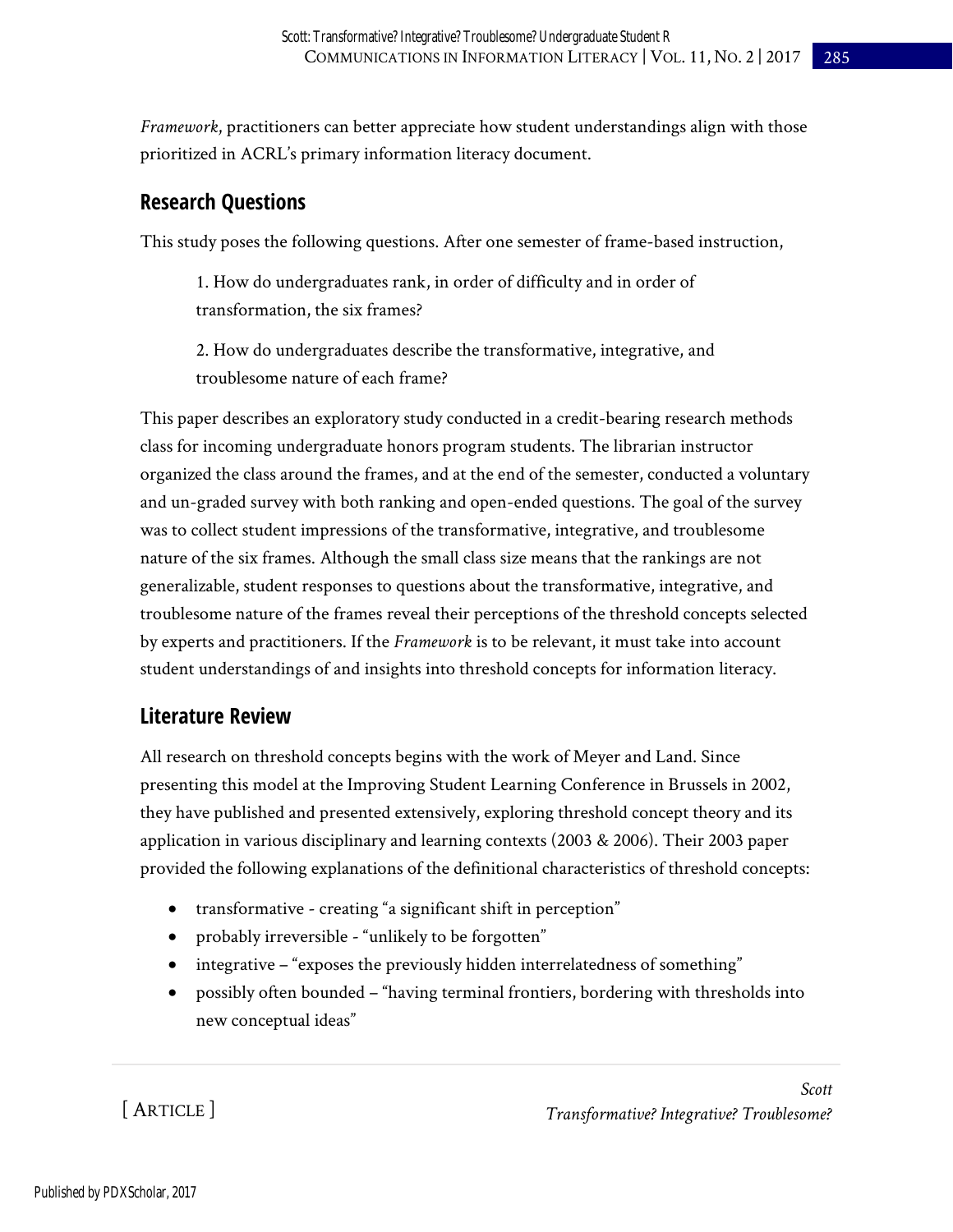*Framework*, practitioners can better appreciate how student understandings align with those prioritized in ACRL's primary information literacy document.

## Research Questions

This study poses the following questions. After one semester of frame-based instruction,

1. How do undergraduates rank, in order of difficulty and in order of transformation, the six frames?

2. How do undergraduates describe the transformative, integrative, and troublesome nature of each frame?

This paper describes an exploratory study conducted in a credit-bearing research methods class for incoming undergraduate honors program students. The librarian instructor organized the class around the frames, and at the end of the semester, conducted a voluntary and un-graded survey with both ranking and open-ended questions. The goal of the survey was to collect student impressions of the transformative, integrative, and troublesome nature of the six frames. Although the small class size means that the rankings are not generalizable, student responses to questions about the transformative, integrative, and troublesome nature of the frames reveal their perceptions of the threshold concepts selected by experts and practitioners. If the *Framework* is to be relevant, it must take into account student understandings of and insights into threshold concepts for information literacy.

## Literature Review

All research on threshold concepts begins with the work of Meyer and Land. Since presenting this model at the Improving Student Learning Conference in Brussels in 2002, they have published and presented extensively, exploring threshold concept theory and its application in various disciplinary and learning contexts (2003 & 2006). Their 2003 paper provided the following explanations of the definitional characteristics of threshold concepts:

- transformative - creating "a significant shift in perception"
- probably irreversible - "unlikely to be forgotten"
- integrative – "exposes the previously hidden interrelatedness of something"
- possibly often bounded – "having terminal frontiers, bordering with thresholds into new conceptual ideas"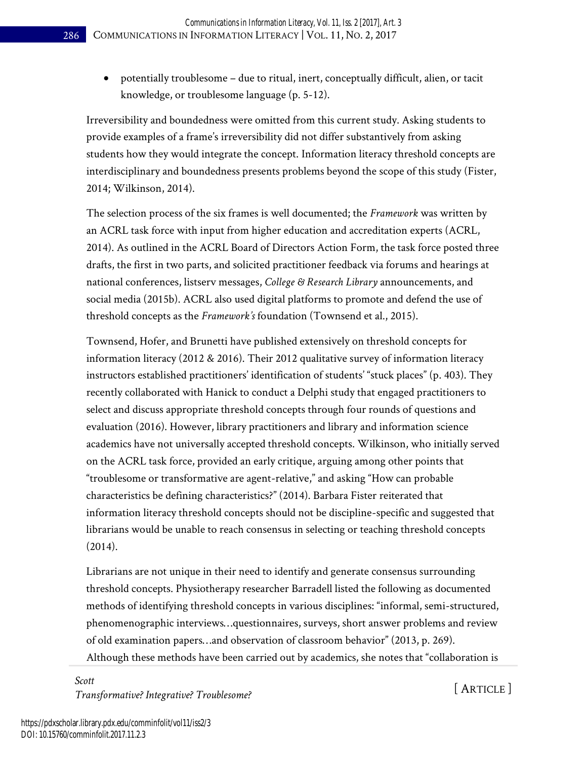- potentially troublesome – due to ritual, inert, conceptually difficult, alien, or tacit knowledge, or troublesome language (p. 5-12).

Irreversibility and boundedness were omitted from this current study. Asking students to provide examples of a frame's irreversibility did not differ substantively from asking students how they would integrate the concept. Information literacy threshold concepts are interdisciplinary and boundedness presents problems beyond the scope of this study (Fister, 2014; Wilkinson, 2014).

The selection process of the six frames is well documented; the *Framework* was written by an ACRL task force with input from higher education and accreditation experts (ACRL, 2014). As outlined in the ACRL Board of Directors Action Form, the task force posted three drafts, the first in two parts, and solicited practitioner feedback via forums and hearings at national conferences, listserv messages, *College & Research Library* announcements, and social media (2015b). ACRL also used digital platforms to promote and defend the use of threshold concepts as the *Framework's* foundation (Townsend et al., 2015).

Townsend, Hofer, and Brunetti have published extensively on threshold concepts for information literacy (2012 & 2016). Their 2012 qualitative survey of information literacy instructors established practitioners' identification of students' "stuck places" (p. 403). They recently collaborated with Hanick to conduct a Delphi study that engaged practitioners to select and discuss appropriate threshold concepts through four rounds of questions and evaluation (2016). However, library practitioners and library and information science academics have not universally accepted threshold concepts. Wilkinson, who initially served on the ACRL task force, provided an early critique, arguing among other points that "troublesome or transformative are agent-relative," and asking "How can probable characteristics be defining characteristics?" (2014). Barbara Fister reiterated that information literacy threshold concepts should not be discipline-specific and suggested that librarians would be unable to reach consensus in selecting or teaching threshold concepts (2014).

Librarians are not unique in their need to identify and generate consensus surrounding threshold concepts. Physiotherapy researcher Barradell listed the following as documented methods of identifying threshold concepts in various disciplines: "informal, semi-structured, phenomenographic interviews…questionnaires, surveys, short answer problems and review of old examination papers…and observation of classroom behavior" (2013, p. 269). Although these methods have been carried out by academics, she notes that "collaboration is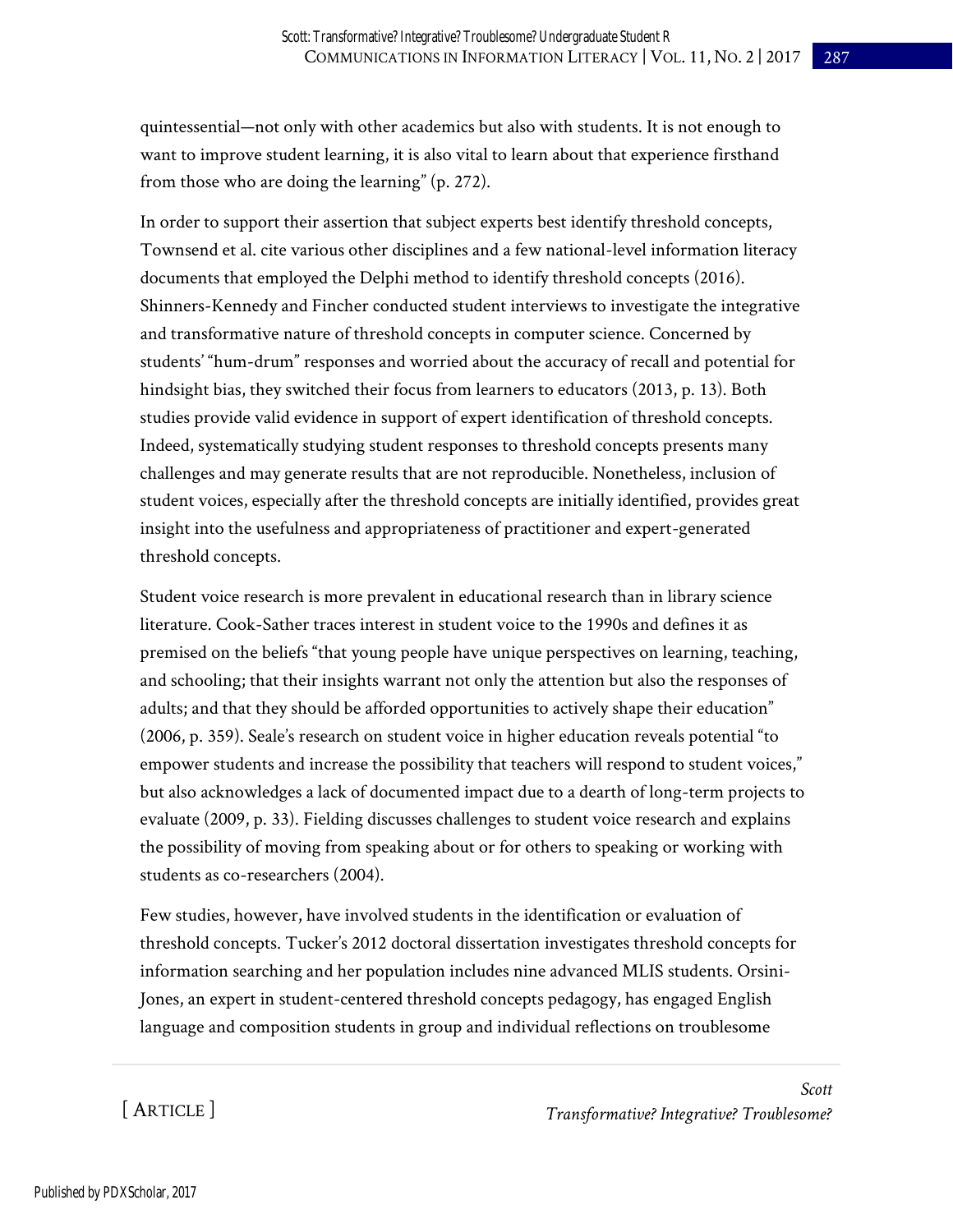quintessential—not only with other academics but also with students. It is not enough to want to improve student learning, it is also vital to learn about that experience firsthand from those who are doing the learning" (p. 272).

In order to support their assertion that subject experts best identify threshold concepts, Townsend et al. cite various other disciplines and a few national-level information literacy documents that employed the Delphi method to identify threshold concepts (2016). Shinners-Kennedy and Fincher conducted student interviews to investigate the integrative and transformative nature of threshold concepts in computer science. Concerned by students' "hum-drum" responses and worried about the accuracy of recall and potential for hindsight bias, they switched their focus from learners to educators (2013, p. 13). Both studies provide valid evidence in support of expert identification of threshold concepts. Indeed, systematically studying student responses to threshold concepts presents many challenges and may generate results that are not reproducible. Nonetheless, inclusion of student voices, especially after the threshold concepts are initially identified, provides great insight into the usefulness and appropriateness of practitioner and expert-generated threshold concepts.

Student voice research is more prevalent in educational research than in library science literature. Cook-Sather traces interest in student voice to the 1990s and defines it as premised on the beliefs "that young people have unique perspectives on learning, teaching, and schooling; that their insights warrant not only the attention but also the responses of adults; and that they should be afforded opportunities to actively shape their education" (2006, p. 359). Seale's research on student voice in higher education reveals potential "to empower students and increase the possibility that teachers will respond to student voices," but also acknowledges a lack of documented impact due to a dearth of long-term projects to evaluate (2009, p. 33). Fielding discusses challenges to student voice research and explains the possibility of moving from speaking about or for others to speaking or working with students as co-researchers (2004).

Few studies, however, have involved students in the identification or evaluation of threshold concepts. Tucker's 2012 doctoral dissertation investigates threshold concepts for information searching and her population includes nine advanced MLIS students. Orsini-Jones, an expert in student-centered threshold concepts pedagogy, has engaged English language and composition students in group and individual reflections on troublesome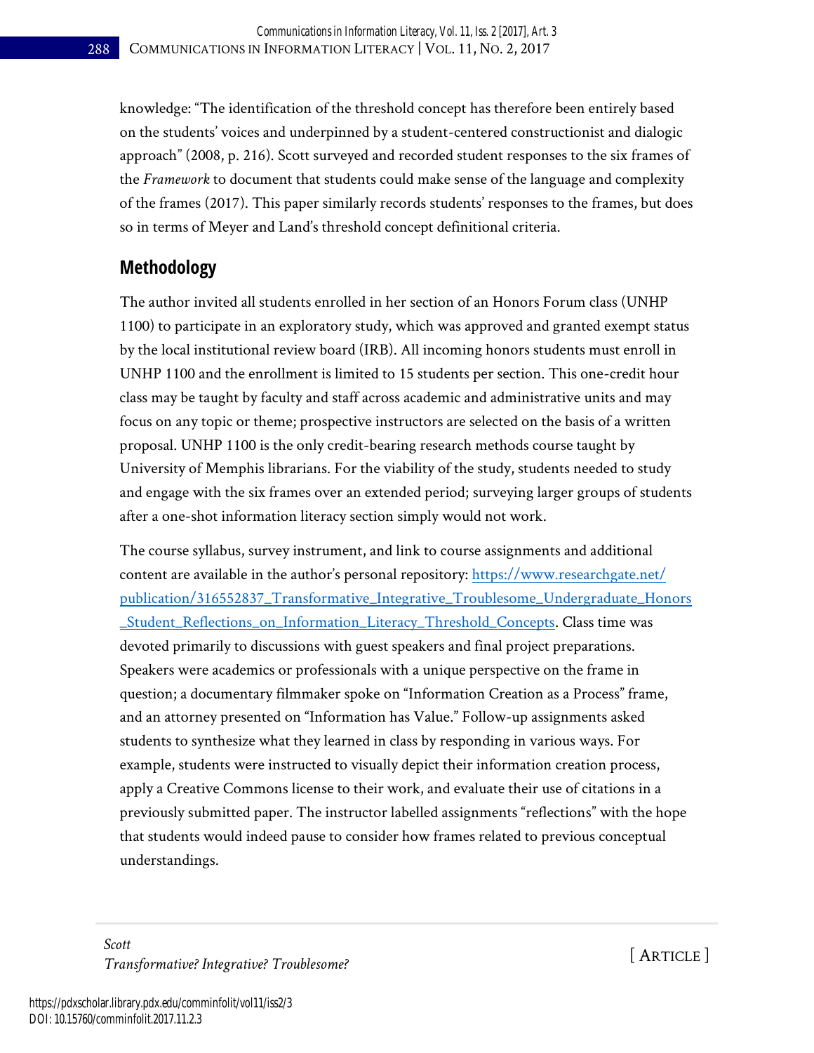knowledge: "The identification of the threshold concept has therefore been entirely based on the students' voices and underpinned by a student-centered constructionist and dialogic approach" (2008, p. 216). Scott surveyed and recorded student responses to the six frames of the *Framework* to document that students could make sense of the language and complexity of the frames (2017). This paper similarly records students' responses to the frames, but does so in terms of Meyer and Land's threshold concept definitional criteria.

## Methodology

The author invited all students enrolled in her section of an Honors Forum class (UNHP 1100) to participate in an exploratory study, which was approved and granted exempt status by the local institutional review board (IRB). All incoming honors students must enroll in UNHP 1100 and the enrollment is limited to 15 students per section. This one-credit hour class may be taught by faculty and staff across academic and administrative units and may focus on any topic or theme; prospective instructors are selected on the basis of a written proposal. UNHP 1100 is the only credit-bearing research methods course taught by University of Memphis librarians. For the viability of the study, students needed to study and engage with the six frames over an extended period; surveying larger groups of students after a one-shot information literacy section simply would not work.

The course syllabus, survey instrument, and link to course assignments and additional content are available in the author's personal repository: [https://www.researchgate.net/publication/316552837_Transformative_Integrative_Troublesome_Undergraduate_Honors_Student_Reflections_on_Information_Literacy_Threshold_Concepts](https://www.researchgate.net/publication/316552837_Transformative_Integrative_Troublesome_Undergraduate_Honors_Student_Reflections_on_Information_Literacy_Threshold_Concepts). Class time was devoted primarily to discussions with guest speakers and final project preparations. Speakers were academics or professionals with a unique perspective on the frame in question; a documentary filmmaker spoke on "Information Creation as a Process" frame, and an attorney presented on "Information has Value." Follow-up assignments asked students to synthesize what they learned in class by responding in various ways. For example, students were instructed to visually depict their information creation process, apply a Creative Commons license to their work, and evaluate their use of citations in a previously submitted paper. The instructor labelled assignments "reflections" with the hope that students would indeed pause to consider how frames related to previous conceptual understandings.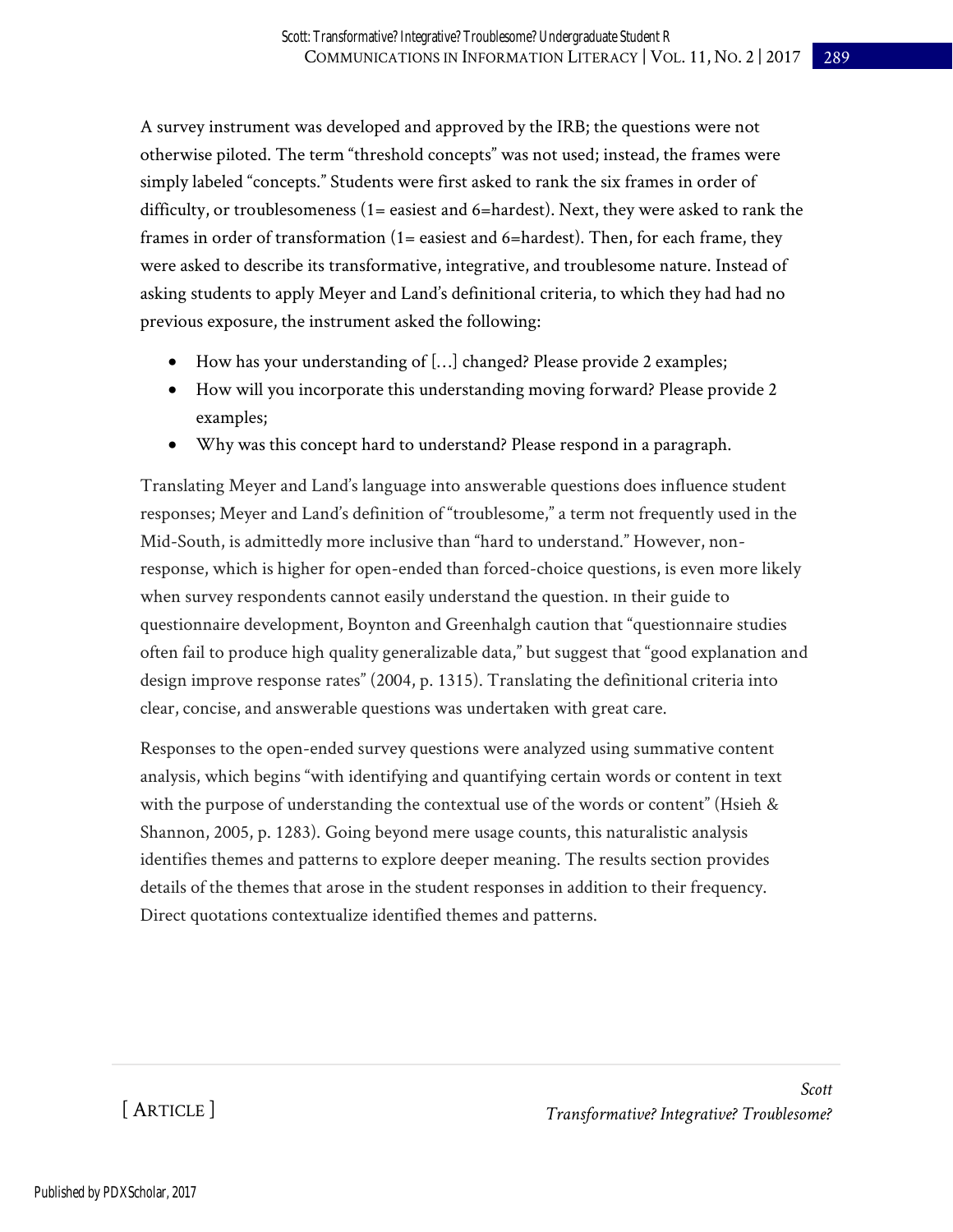A survey instrument was developed and approved by the IRB; the questions were not otherwise piloted. The term "threshold concepts" was not used; instead, the frames were simply labeled "concepts." Students were first asked to rank the six frames in order of difficulty, or troublesomeness (1= easiest and 6=hardest). Next, they were asked to rank the frames in order of transformation (1= easiest and 6=hardest). Then, for each frame, they were asked to describe its transformative, integrative, and troublesome nature. Instead of asking students to apply Meyer and Land's definitional criteria, to which they had had no previous exposure, the instrument asked the following:

- How has your understanding of […] changed? Please provide 2 examples;
- How will you incorporate this understanding moving forward? Please provide 2 examples;
- Why was this concept hard to understand? Please respond in a paragraph.

Translating Meyer and Land's language into answerable questions does influence student responses; Meyer and Land's definition of "troublesome," a term not frequently used in the Mid-South, is admittedly more inclusive than "hard to understand." However, non-response, which is higher for open-ended than forced-choice questions, is even more likely when survey respondents cannot easily understand the question. In their guide to questionnaire development, Boynton and Greenhalgh caution that "questionnaire studies often fail to produce high quality generalizable data," but suggest that "good explanation and design improve response rates" (2004, p. 1315). Translating the definitional criteria into clear, concise, and answerable questions was undertaken with great care.

Responses to the open-ended survey questions were analyzed using summative content analysis, which begins "with identifying and quantifying certain words or content in text with the purpose of understanding the contextual use of the words or content" (Hsieh & Shannon, 2005, p. 1283). Going beyond mere usage counts, this naturalistic analysis identifies themes and patterns to explore deeper meaning. The results section provides details of the themes that arose in the student responses in addition to their frequency. Direct quotations contextualize identified themes and patterns.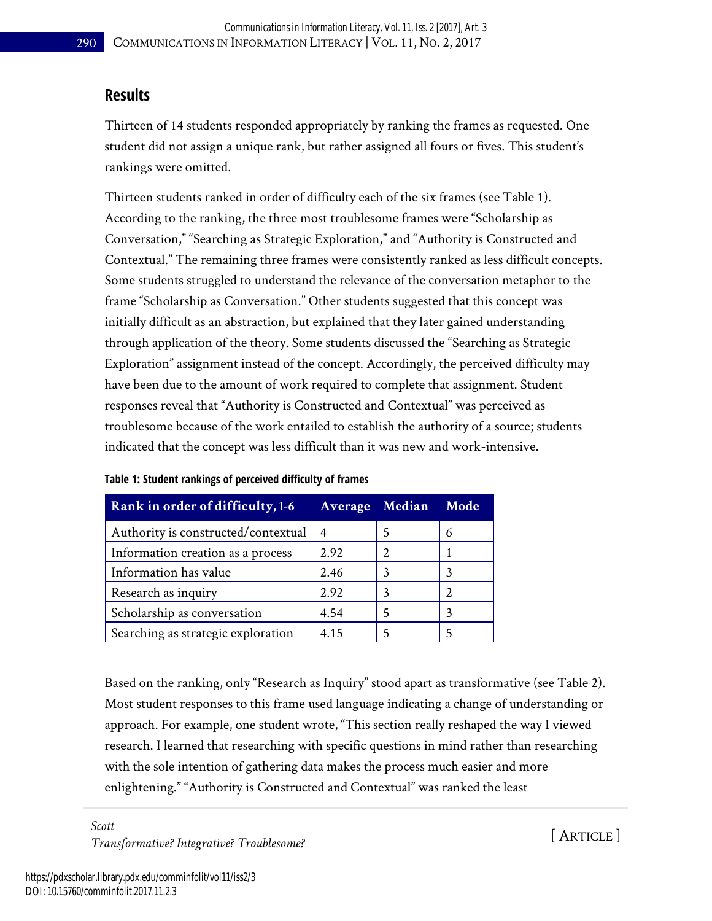## Results

Thirteen of 14 students responded appropriately by ranking the frames as requested. One student did not assign a unique rank, but rather assigned all fours or fives. This student's rankings were omitted.

Thirteen students ranked in order of difficulty each of the six frames (see Table 1). According to the ranking, the three most troublesome frames were "Scholarship as Conversation," "Searching as Strategic Exploration," and "Authority is Constructed and Contextual." The remaining three frames were consistently ranked as less difficult concepts. Some students struggled to understand the relevance of the conversation metaphor to the frame "Scholarship as Conversation." Other students suggested that this concept was initially difficult as an abstraction, but explained that they later gained understanding through application of the theory. Some students discussed the "Searching as Strategic Exploration" assignment instead of the concept. Accordingly, the perceived difficulty may have been due to the amount of work required to complete that assignment. Student responses reveal that "Authority is Constructed and Contextual" was perceived as troublesome because of the work entailed to establish the authority of a source; students indicated that the concept was less difficult than it was new and work-intensive.

**Table 1: Student rankings of perceived difficulty of frames**

| Rank in order of difficulty, 1-6 | Average | Median | Mode |
|---|---|---|---|
| Authority is constructed/contextual | 4 | 5 | 6 |
| Information creation as a process | 2.92 | 2 | 1 |
| Information has value | 2.46 | 3 | 3 |
| Research as inquiry | 2.92 | 3 | 2 |
| Scholarship as conversation | 4.54 | 5 | 3 |
| Searching as strategic exploration | 4.15 | 5 | 5 |

Based on the ranking, only "Research as Inquiry" stood apart as transformative (see Table 2). Most student responses to this frame used language indicating a change of understanding or approach. For example, one student wrote, "This section really reshaped the way I viewed research. I learned that researching with specific questions in mind rather than researching with the sole intention of gathering data makes the process much easier and more enlightening." "Authority is Constructed and Contextual" was ranked the least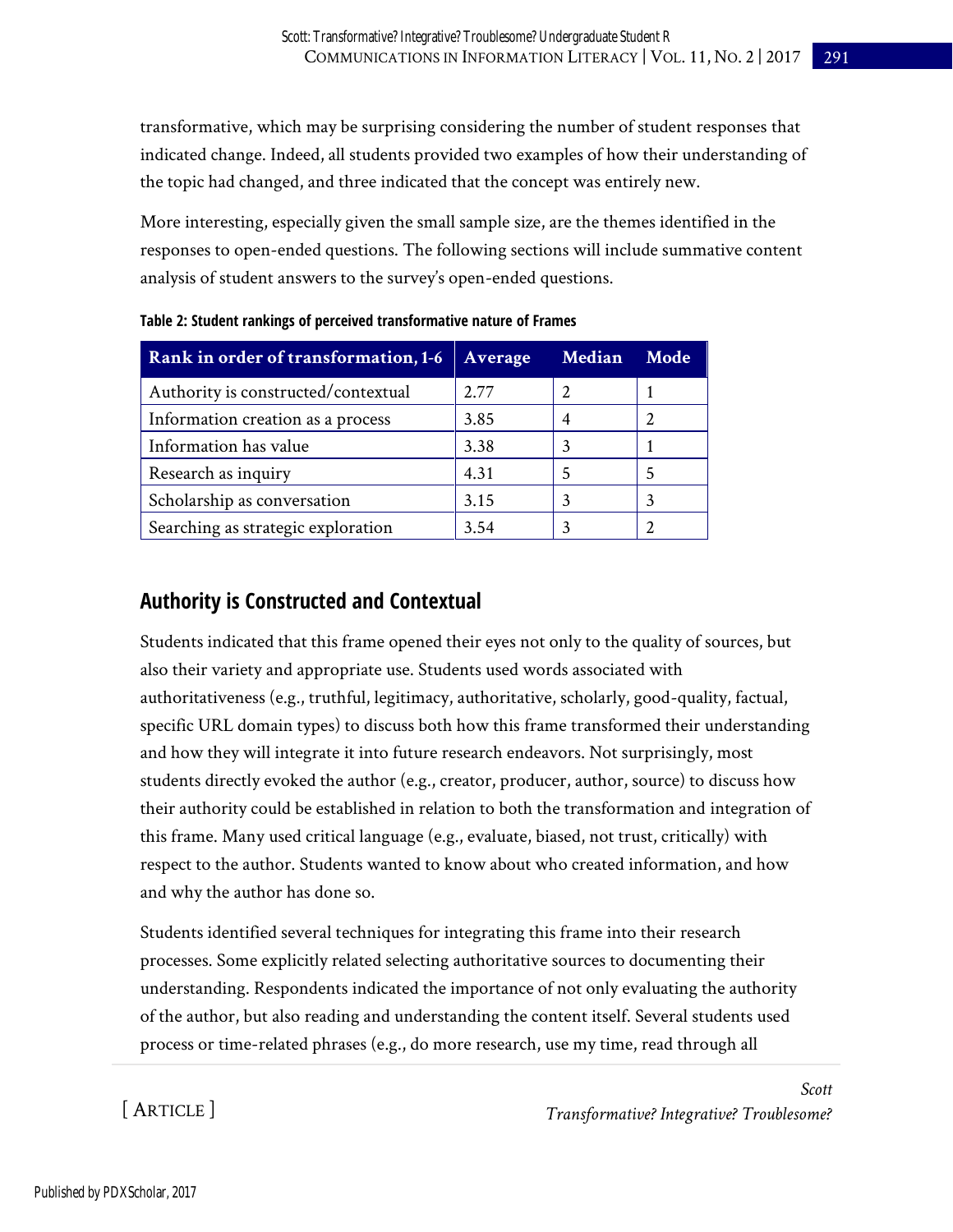transformative, which may be surprising considering the number of student responses that indicated change. Indeed, all students provided two examples of how their understanding of the topic had changed, and three indicated that the concept was entirely new.

More interesting, especially given the small sample size, are the themes identified in the responses to open-ended questions. The following sections will include summative content analysis of student answers to the survey's open-ended questions.

**Table 2: Student rankings of perceived transformative nature of Frames**

| Rank in order of transformation, 1-6 | Average | Median | Mode |
|---|---|---|---|
| Authority is constructed/contextual | 2.77 | 2 | 1 |
| Information creation as a process | 3.85 | 4 | 2 |
| Information has value | 3.38 | 3 | 1 |
| Research as inquiry | 4.31 | 5 | 5 |
| Scholarship as conversation | 3.15 | 3 | 3 |
| Searching as strategic exploration | 3.54 | 3 | 2 |

## Authority is Constructed and Contextual

Students indicated that this frame opened their eyes not only to the quality of sources, but also their variety and appropriate use. Students used words associated with authoritativeness (e.g., truthful, legitimacy, authoritative, scholarly, good-quality, factual, specific URL domain types) to discuss both how this frame transformed their understanding and how they will integrate it into future research endeavors. Not surprisingly, most students directly evoked the author (e.g., creator, producer, author, source) to discuss how their authority could be established in relation to both the transformation and integration of this frame. Many used critical language (e.g., evaluate, biased, not trust, critically) with respect to the author. Students wanted to know about who created information, and how and why the author has done so.

Students identified several techniques for integrating this frame into their research processes. Some explicitly related selecting authoritative sources to documenting their understanding. Respondents indicated the importance of not only evaluating the authority of the author, but also reading and understanding the content itself. Several students used process or time-related phrases (e.g., do more research, use my time, read through all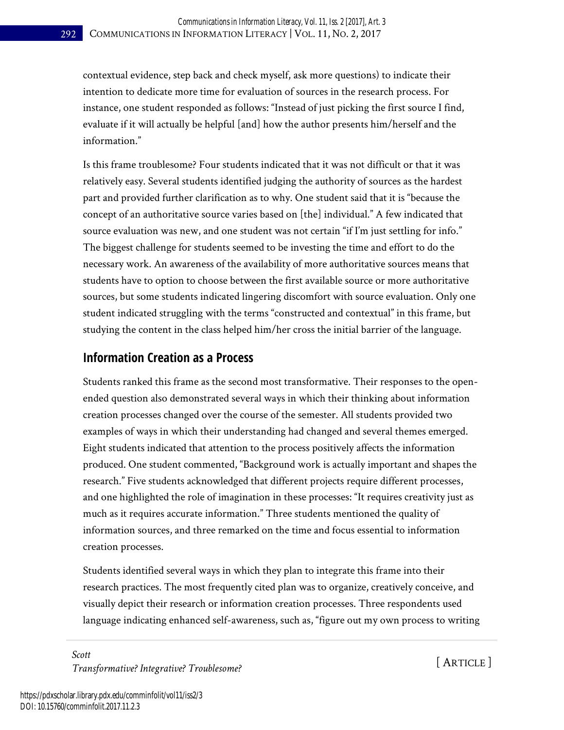contextual evidence, step back and check myself, ask more questions) to indicate their intention to dedicate more time for evaluation of sources in the research process. For instance, one student responded as follows: "Instead of just picking the first source I find, evaluate if it will actually be helpful [and] how the author presents him/herself and the information."

Is this frame troublesome? Four students indicated that it was not difficult or that it was relatively easy. Several students identified judging the authority of sources as the hardest part and provided further clarification as to why. One student said that it is "because the concept of an authoritative source varies based on [the] individual." A few indicated that source evaluation was new, and one student was not certain "if I'm just settling for info." The biggest challenge for students seemed to be investing the time and effort to do the necessary work. An awareness of the availability of more authoritative sources means that students have to option to choose between the first available source or more authoritative sources, but some students indicated lingering discomfort with source evaluation. Only one student indicated struggling with the terms "constructed and contextual" in this frame, but studying the content in the class helped him/her cross the initial barrier of the language.

## Information Creation as a Process

Students ranked this frame as the second most transformative. Their responses to the open-ended question also demonstrated several ways in which their thinking about information creation processes changed over the course of the semester. All students provided two examples of ways in which their understanding had changed and several themes emerged. Eight students indicated that attention to the process positively affects the information produced. One student commented, "Background work is actually important and shapes the research." Five students acknowledged that different projects require different processes, and one highlighted the role of imagination in these processes: "It requires creativity just as much as it requires accurate information." Three students mentioned the quality of information sources, and three remarked on the time and focus essential to information creation processes.

Students identified several ways in which they plan to integrate this frame into their research practices. The most frequently cited plan was to organize, creatively conceive, and visually depict their research or information creation processes. Three respondents used language indicating enhanced self-awareness, such as, "figure out my own process to writing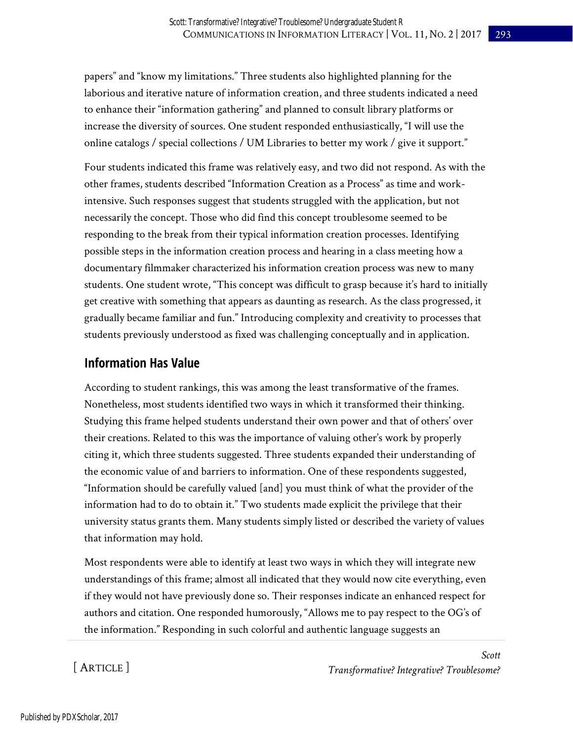papers" and "know my limitations." Three students also highlighted planning for the laborious and iterative nature of information creation, and three students indicated a need to enhance their "information gathering" and planned to consult library platforms or increase the diversity of sources. One student responded enthusiastically, "I will use the online catalogs / special collections / UM Libraries to better my work / give it support."

Four students indicated this frame was relatively easy, and two did not respond. As with the other frames, students described "Information Creation as a Process" as time and work-intensive. Such responses suggest that students struggled with the application, but not necessarily the concept. Those who did find this concept troublesome seemed to be responding to the break from their typical information creation processes. Identifying possible steps in the information creation process and hearing in a class meeting how a documentary filmmaker characterized his information creation process was new to many students. One student wrote, "This concept was difficult to grasp because it's hard to initially get creative with something that appears as daunting as research. As the class progressed, it gradually became familiar and fun." Introducing complexity and creativity to processes that students previously understood as fixed was challenging conceptually and in application.

## Information Has Value

According to student rankings, this was among the least transformative of the frames. Nonetheless, most students identified two ways in which it transformed their thinking. Studying this frame helped students understand their own power and that of others' over their creations. Related to this was the importance of valuing other's work by properly citing it, which three students suggested. Three students expanded their understanding of the economic value of and barriers to information. One of these respondents suggested, "Information should be carefully valued [and] you must think of what the provider of the information had to do to obtain it." Two students made explicit the privilege that their university status grants them. Many students simply listed or described the variety of values that information may hold.

Most respondents were able to identify at least two ways in which they will integrate new understandings of this frame; almost all indicated that they would now cite everything, even if they would not have previously done so. Their responses indicate an enhanced respect for authors and citation. One responded humorously, "Allows me to pay respect to the OG's of the information." Responding in such colorful and authentic language suggests an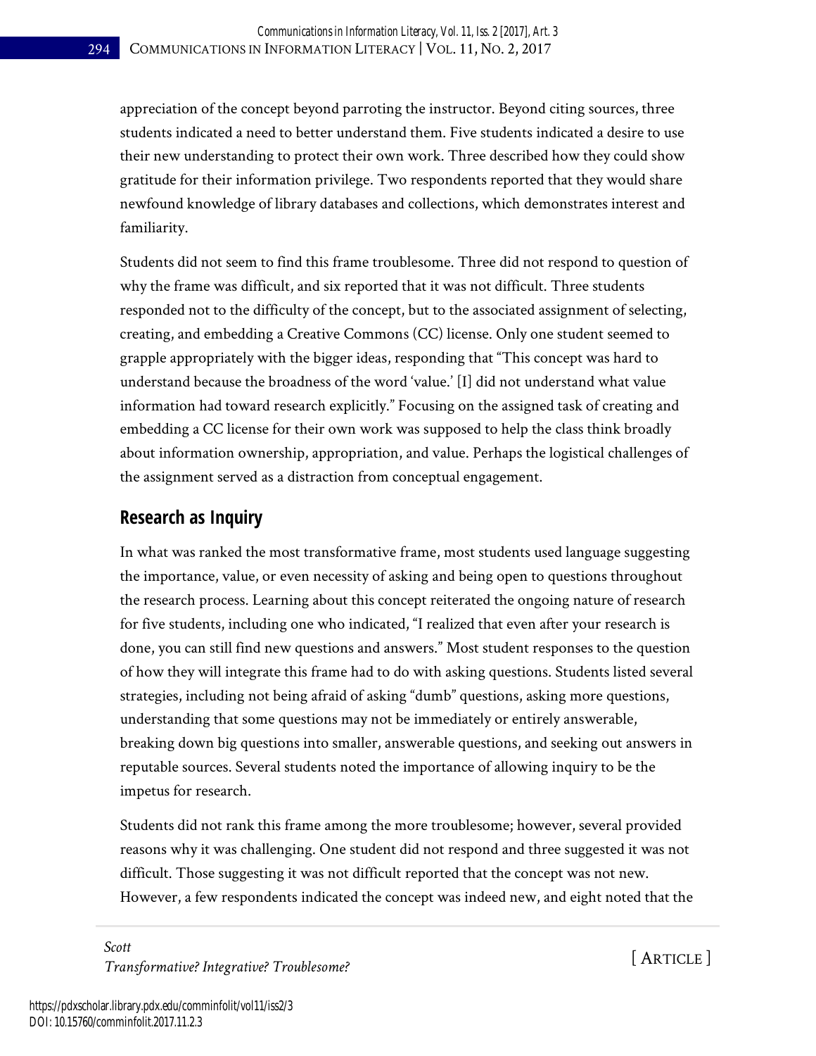appreciation of the concept beyond parroting the instructor. Beyond citing sources, three students indicated a need to better understand them. Five students indicated a desire to use their new understanding to protect their own work. Three described how they could show gratitude for their information privilege. Two respondents reported that they would share newfound knowledge of library databases and collections, which demonstrates interest and familiarity.

Students did not seem to find this frame troublesome. Three did not respond to question of why the frame was difficult, and six reported that it was not difficult. Three students responded not to the difficulty of the concept, but to the associated assignment of selecting, creating, and embedding a Creative Commons (CC) license. Only one student seemed to grapple appropriately with the bigger ideas, responding that "This concept was hard to understand because the broadness of the word 'value.' [I] did not understand what value information had toward research explicitly." Focusing on the assigned task of creating and embedding a CC license for their own work was supposed to help the class think broadly about information ownership, appropriation, and value. Perhaps the logistical challenges of the assignment served as a distraction from conceptual engagement.

## Research as Inquiry

In what was ranked the most transformative frame, most students used language suggesting the importance, value, or even necessity of asking and being open to questions throughout the research process. Learning about this concept reiterated the ongoing nature of research for five students, including one who indicated, "I realized that even after your research is done, you can still find new questions and answers." Most student responses to the question of how they will integrate this frame had to do with asking questions. Students listed several strategies, including not being afraid of asking "dumb" questions, asking more questions, understanding that some questions may not be immediately or entirely answerable, breaking down big questions into smaller, answerable questions, and seeking out answers in reputable sources. Several students noted the importance of allowing inquiry to be the impetus for research.

Students did not rank this frame among the more troublesome; however, several provided reasons why it was challenging. One student did not respond and three suggested it was not difficult. Those suggesting it was not difficult reported that the concept was not new. However, a few respondents indicated the concept was indeed new, and eight noted that the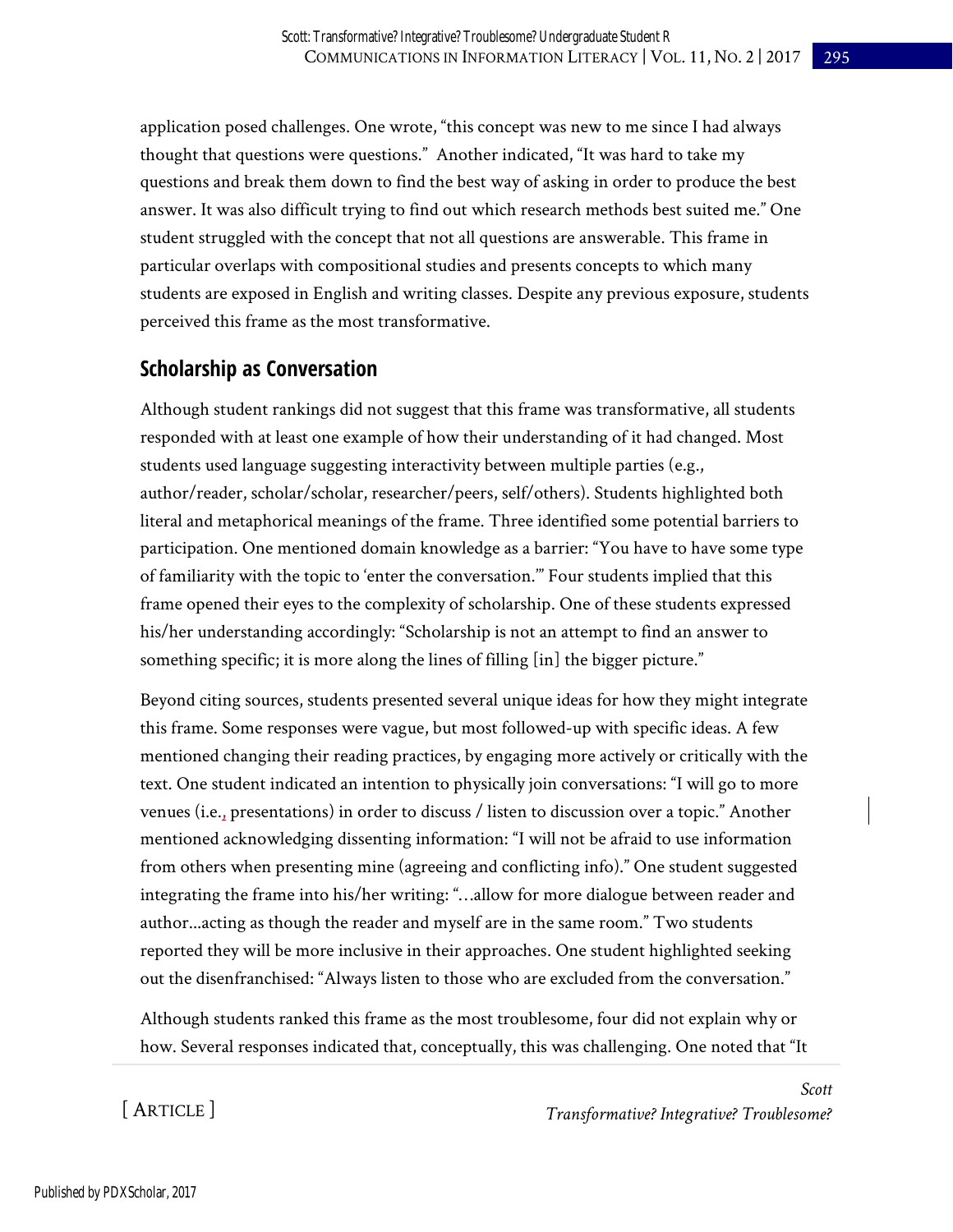application posed challenges. One wrote, "this concept was new to me since I had always thought that questions were questions." Another indicated, "It was hard to take my questions and break them down to find the best way of asking in order to produce the best answer. It was also difficult trying to find out which research methods best suited me." One student struggled with the concept that not all questions are answerable. This frame in particular overlaps with compositional studies and presents concepts to which many students are exposed in English and writing classes. Despite any previous exposure, students perceived this frame as the most transformative.

## Scholarship as Conversation

Although student rankings did not suggest that this frame was transformative, all students responded with at least one example of how their understanding of it had changed. Most students used language suggesting interactivity between multiple parties (e.g., author/reader, scholar/scholar, researcher/peers, self/others). Students highlighted both literal and metaphorical meanings of the frame. Three identified some potential barriers to participation. One mentioned domain knowledge as a barrier: "You have to have some type of familiarity with the topic to 'enter the conversation.'" Four students implied that this frame opened their eyes to the complexity of scholarship. One of these students expressed his/her understanding accordingly: "Scholarship is not an attempt to find an answer to something specific; it is more along the lines of filling [in] the bigger picture."

Beyond citing sources, students presented several unique ideas for how they might integrate this frame. Some responses were vague, but most followed-up with specific ideas. A few mentioned changing their reading practices, by engaging more actively or critically with the text. One student indicated an intention to physically join conversations: "I will go to more venues (i.e., presentations) in order to discuss / listen to discussion over a topic." Another mentioned acknowledging dissenting information: "I will not be afraid to use information from others when presenting mine (agreeing and conflicting info)." One student suggested integrating the frame into his/her writing: "…allow for more dialogue between reader and author...acting as though the reader and myself are in the same room." Two students reported they will be more inclusive in their approaches. One student highlighted seeking out the disenfranchised: "Always listen to those who are excluded from the conversation."

Although students ranked this frame as the most troublesome, four did not explain why or how. Several responses indicated that, conceptually, this was challenging. One noted that "It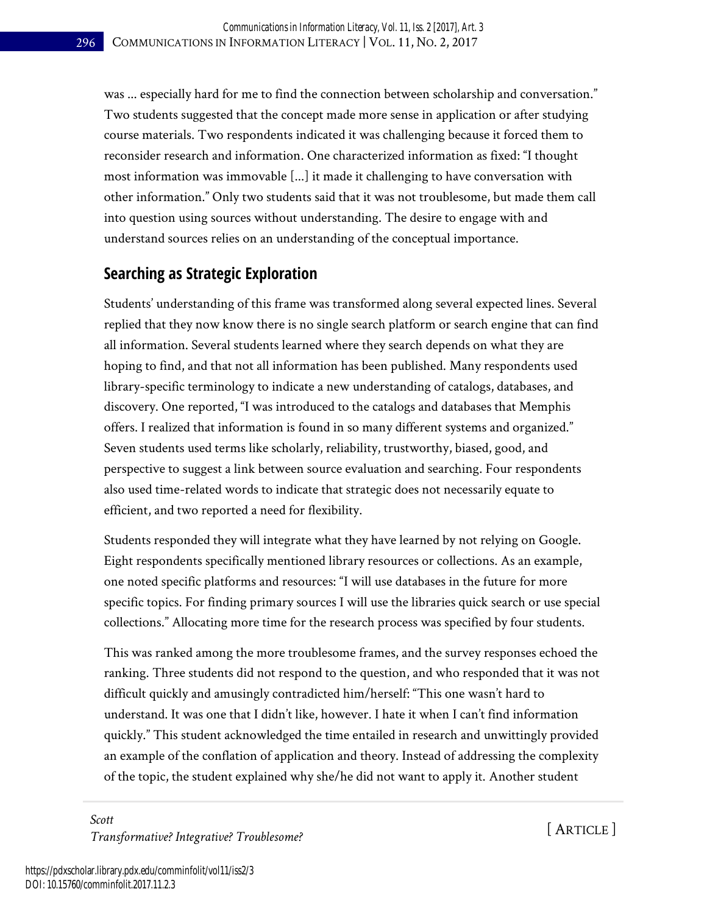was … especially hard for me to find the connection between scholarship and conversation." Two students suggested that the concept made more sense in application or after studying course materials. Two respondents indicated it was challenging because it forced them to reconsider research and information. One characterized information as fixed: "I thought most information was immovable […] it made it challenging to have conversation with other information." Only two students said that it was not troublesome, but made them call into question using sources without understanding. The desire to engage with and understand sources relies on an understanding of the conceptual importance.

## Searching as Strategic Exploration

Students' understanding of this frame was transformed along several expected lines. Several replied that they now know there is no single search platform or search engine that can find all information. Several students learned where they search depends on what they are hoping to find, and that not all information has been published. Many respondents used library-specific terminology to indicate a new understanding of catalogs, databases, and discovery. One reported, "I was introduced to the catalogs and databases that Memphis offers. I realized that information is found in so many different systems and organized." Seven students used terms like scholarly, reliability, trustworthy, biased, good, and perspective to suggest a link between source evaluation and searching. Four respondents also used time-related words to indicate that strategic does not necessarily equate to efficient, and two reported a need for flexibility.

Students responded they will integrate what they have learned by not relying on Google. Eight respondents specifically mentioned library resources or collections. As an example, one noted specific platforms and resources: "I will use databases in the future for more specific topics. For finding primary sources I will use the libraries quick search or use special collections." Allocating more time for the research process was specified by four students.

This was ranked among the more troublesome frames, and the survey responses echoed the ranking. Three students did not respond to the question, and who responded that it was not difficult quickly and amusingly contradicted him/herself: "This one wasn't hard to understand. It was one that I didn't like, however. I hate it when I can't find information quickly." This student acknowledged the time entailed in research and unwittingly provided an example of the conflation of application and theory. Instead of addressing the complexity of the topic, the student explained why she/he did not want to apply it. Another student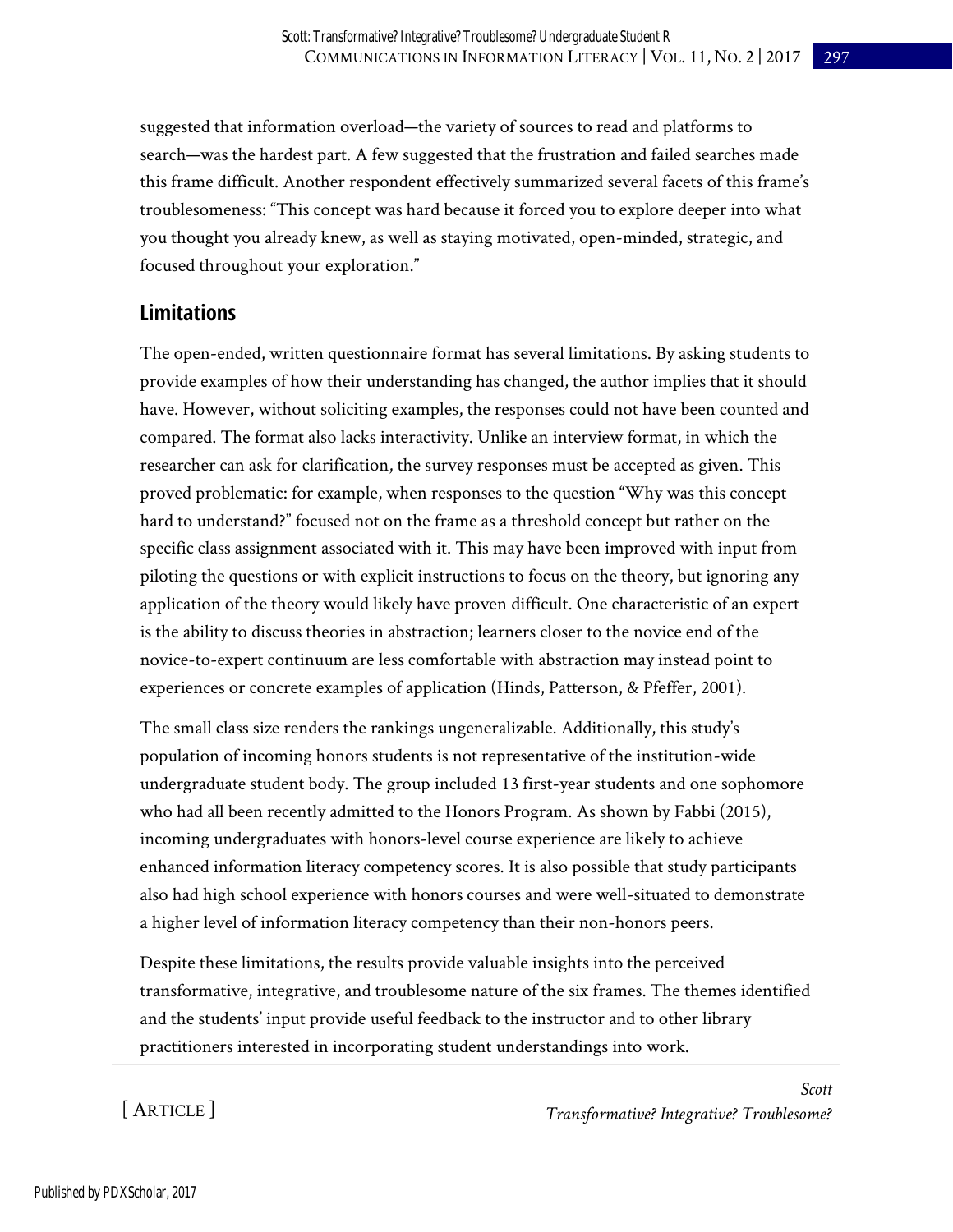suggested that information overload—the variety of sources to read and platforms to search—was the hardest part. A few suggested that the frustration and failed searches made this frame difficult. Another respondent effectively summarized several facets of this frame's troublesomeness: "This concept was hard because it forced you to explore deeper into what you thought you already knew, as well as staying motivated, open-minded, strategic, and focused throughout your exploration."

## Limitations

The open-ended, written questionnaire format has several limitations. By asking students to provide examples of how their understanding has changed, the author implies that it should have. However, without soliciting examples, the responses could not have been counted and compared. The format also lacks interactivity. Unlike an interview format, in which the researcher can ask for clarification, the survey responses must be accepted as given. This proved problematic: for example, when responses to the question "Why was this concept hard to understand?" focused not on the frame as a threshold concept but rather on the specific class assignment associated with it. This may have been improved with input from piloting the questions or with explicit instructions to focus on the theory, but ignoring any application of the theory would likely have proven difficult. One characteristic of an expert is the ability to discuss theories in abstraction; learners closer to the novice end of the novice-to-expert continuum are less comfortable with abstraction may instead point to experiences or concrete examples of application (Hinds, Patterson, & Pfeffer, 2001).

The small class size renders the rankings ungeneralizable. Additionally, this study's population of incoming honors students is not representative of the institution-wide undergraduate student body. The group included 13 first-year students and one sophomore who had all been recently admitted to the Honors Program. As shown by Fabbi (2015), incoming undergraduates with honors-level course experience are likely to achieve enhanced information literacy competency scores. It is also possible that study participants also had high school experience with honors courses and were well-situated to demonstrate a higher level of information literacy competency than their non-honors peers.

Despite these limitations, the results provide valuable insights into the perceived transformative, integrative, and troublesome nature of the six frames. The themes identified and the students' input provide useful feedback to the instructor and to other library practitioners interested in incorporating student understandings into work.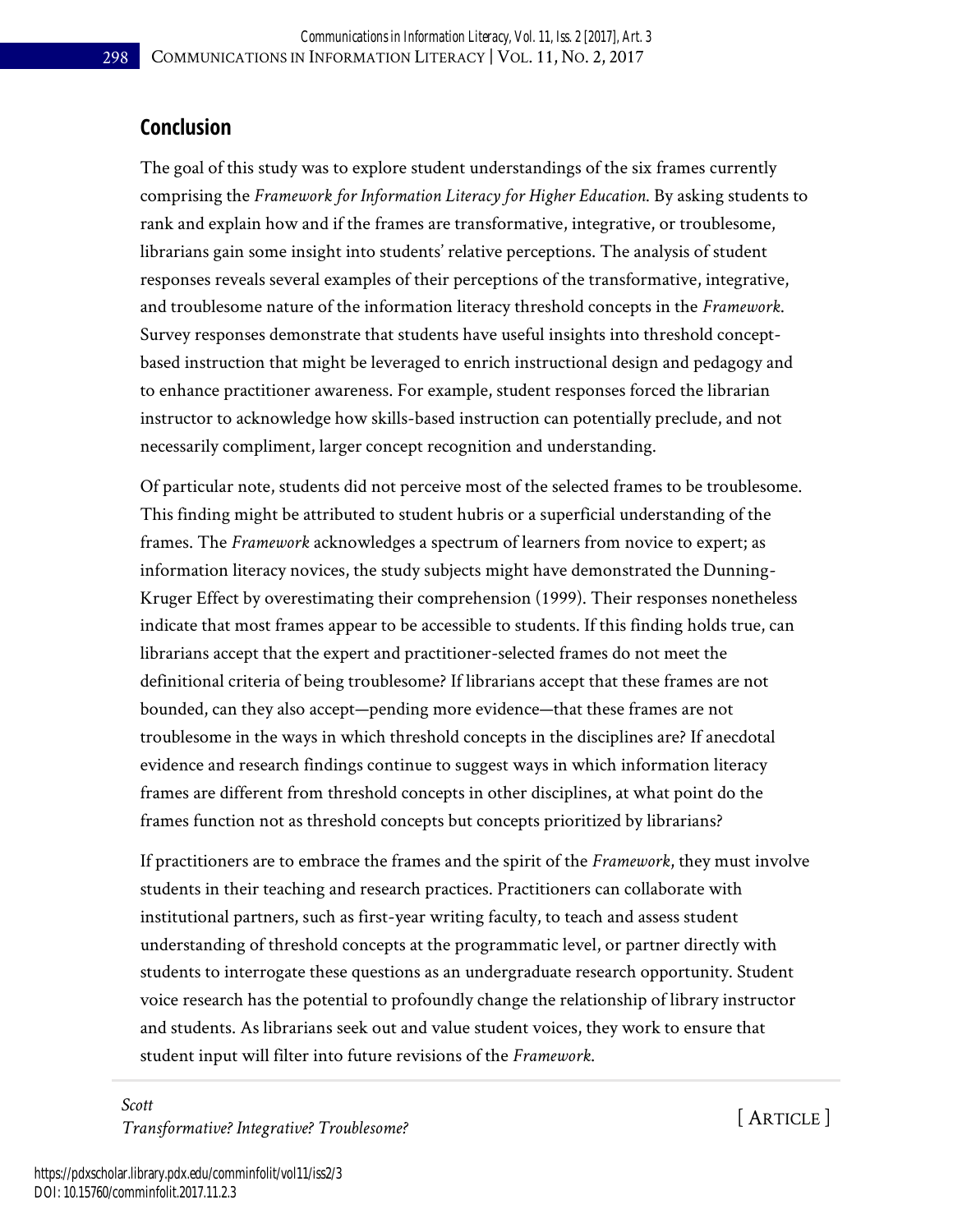## Conclusion

The goal of this study was to explore student understandings of the six frames currently comprising the *Framework for Information Literacy for Higher Education*. By asking students to rank and explain how and if the frames are transformative, integrative, or troublesome, librarians gain some insight into students' relative perceptions. The analysis of student responses reveals several examples of their perceptions of the transformative, integrative, and troublesome nature of the information literacy threshold concepts in the *Framework*. Survey responses demonstrate that students have useful insights into threshold concept-based instruction that might be leveraged to enrich instructional design and pedagogy and to enhance practitioner awareness. For example, student responses forced the librarian instructor to acknowledge how skills-based instruction can potentially preclude, and not necessarily compliment, larger concept recognition and understanding.

Of particular note, students did not perceive most of the selected frames to be troublesome. This finding might be attributed to student hubris or a superficial understanding of the frames. The *Framework* acknowledges a spectrum of learners from novice to expert; as information literacy novices, the study subjects might have demonstrated the Dunning-Kruger Effect by overestimating their comprehension (1999). Their responses nonetheless indicate that most frames appear to be accessible to students. If this finding holds true, can librarians accept that the expert and practitioner-selected frames do not meet the definitional criteria of being troublesome? If librarians accept that these frames are not bounded, can they also accept—pending more evidence—that these frames are not troublesome in the ways in which threshold concepts in the disciplines are? If anecdotal evidence and research findings continue to suggest ways in which information literacy frames are different from threshold concepts in other disciplines, at what point do the frames function not as threshold concepts but concepts prioritized by librarians?

If practitioners are to embrace the frames and the spirit of the *Framework*, they must involve students in their teaching and research practices. Practitioners can collaborate with institutional partners, such as first-year writing faculty, to teach and assess student understanding of threshold concepts at the programmatic level, or partner directly with students to interrogate these questions as an undergraduate research opportunity. Student voice research has the potential to profoundly change the relationship of library instructor and students. As librarians seek out and value student voices, they work to ensure that student input will filter into future revisions of the *Framework*.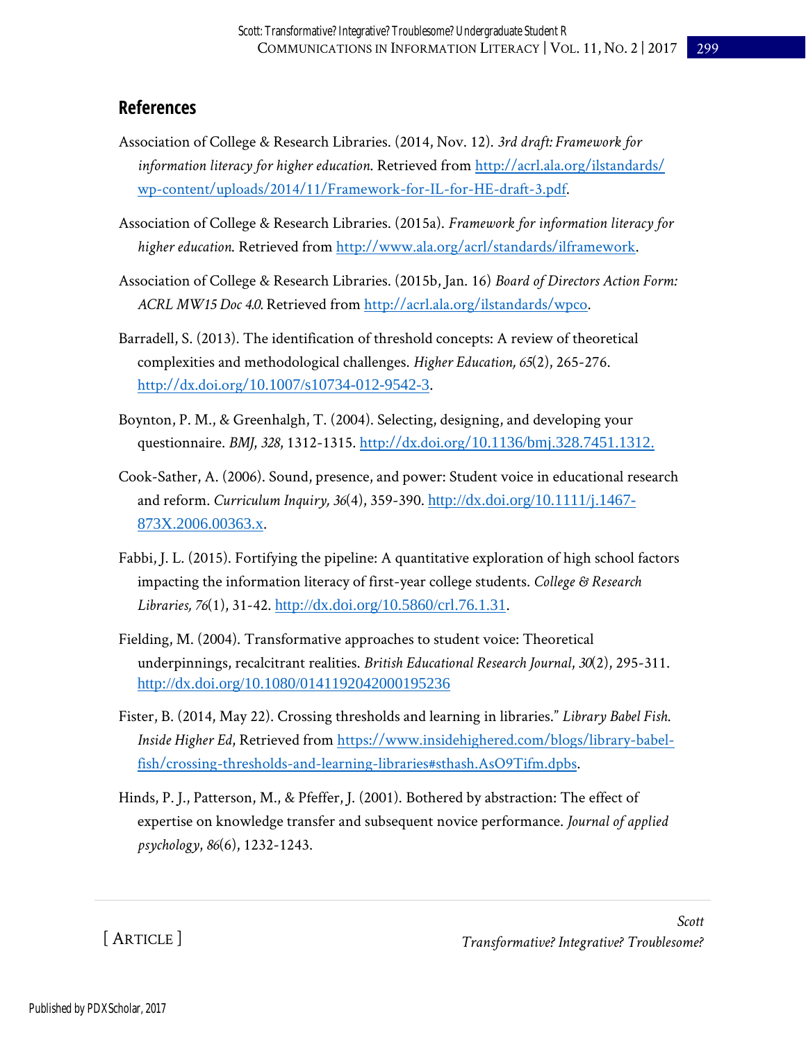## References

Association of College & Research Libraries. (2014, Nov. 12). *3rd draft: Framework for information literacy for higher education*. Retrieved from http://acrl.ala.org/ilstandards/wp-content/uploads/2014/11/Framework-for-IL-for-HE-draft-3.pdf.

Association of College & Research Libraries. (2015a). *Framework for information literacy for higher education*. Retrieved from http://www.ala.org/acrl/standards/ilframework.

Association of College & Research Libraries. (2015b, Jan. 16) *Board of Directors Action Form: ACRL MW15 Doc 4.0*. Retrieved from http://acrl.ala.org/ilstandards/wpco.

Barradell, S. (2013). The identification of threshold concepts: A review of theoretical complexities and methodological challenges. *Higher Education, 65*(2), 265-276. http://dx.doi.org/10.1007/s10734-012-9542-3.

Boynton, P. M., & Greenhalgh, T. (2004). Selecting, designing, and developing your questionnaire. *BMJ, 328*, 1312-1315. http://dx.doi.org/10.1136/bmj.328.7451.1312.

Cook-Sather, A. (2006). Sound, presence, and power: Student voice in educational research and reform. *Curriculum Inquiry, 36*(4), 359-390. http://dx.doi.org/10.1111/j.1467-873X.2006.00363.x.

Fabbi, J. L. (2015). Fortifying the pipeline: A quantitative exploration of high school factors impacting the information literacy of first-year college students. *College & Research Libraries, 76*(1), 31-42. http://dx.doi.org/10.5860/crl.76.1.31.

Fielding, M. (2004). Transformative approaches to student voice: Theoretical underpinnings, recalcitrant realities. *British Educational Research Journal*, *30*(2), 295-311. http://dx.doi.org/10.1080/0141192042000195236

Fister, B. (2014, May 22). Crossing thresholds and learning in libraries." *Library Babel Fish. Inside Higher Ed*, Retrieved from https://www.insidehighered.com/blogs/library-babel-fish/crossing-thresholds-and-learning-libraries#sthash.AsO9Tifm.dpbs.

Hinds, P. J., Patterson, M., & Pfeffer, J. (2001). Bothered by abstraction: The effect of expertise on knowledge transfer and subsequent novice performance. *Journal of applied psychology*, *86*(6), 1232-1243.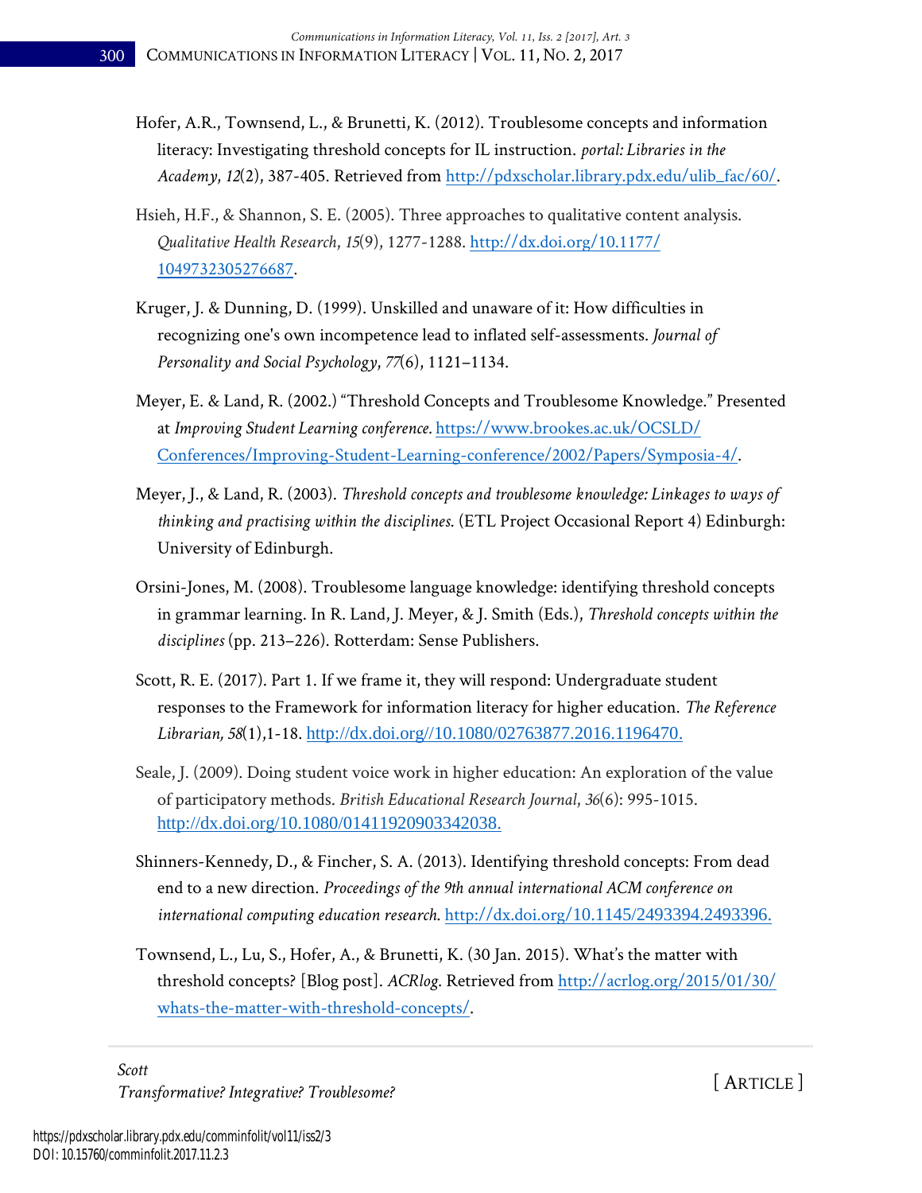Hofer, A.R., Townsend, L., & Brunetti, K. (2012). Troublesome concepts and information literacy: Investigating threshold concepts for IL instruction. *portal: Libraries in the Academy*, *12*(2), 387-405. Retrieved from http://pdxscholar.library.pdx.edu/ulib_fac/60/.

Hsieh, H.F., & Shannon, S. E. (2005). Three approaches to qualitative content analysis. *Qualitative Health Research*, *15*(9), 1277-1288. http://dx.doi.org/10.1177/1049732305276687.

Kruger, J. & Dunning, D. (1999). Unskilled and unaware of it: How difficulties in recognizing one's own incompetence lead to inflated self-assessments. *Journal of Personality and Social Psychology*, *77*(6), 1121–1134.

Meyer, E. & Land, R. (2002.) "Threshold Concepts and Troublesome Knowledge." Presented at *Improving Student Learning conference.* https://www.brookes.ac.uk/OCSLD/Conferences/Improving-Student-Learning-conference/2002/Papers/Symposia-4/.

Meyer, J., & Land, R. (2003). *Threshold concepts and troublesome knowledge: Linkages to ways of thinking and practising within the disciplines.* (ETL Project Occasional Report 4) Edinburgh: University of Edinburgh.

Orsini-Jones, M. (2008). Troublesome language knowledge: identifying threshold concepts in grammar learning. In R. Land, J. Meyer, & J. Smith (Eds.), *Threshold concepts within the disciplines* (pp. 213–226). Rotterdam: Sense Publishers.

Scott, R. E. (2017). Part 1. If we frame it, they will respond: Undergraduate student responses to the Framework for information literacy for higher education. *The Reference Librarian, 58*(1),1-18. http://dx.doi.org//10.1080/02763877.2016.1196470.

Seale, J. (2009). Doing student voice work in higher education: An exploration of the value of participatory methods. *British Educational Research Journal*, *36*(6): 995-1015. http://dx.doi.org/10.1080/01411920903342038.

Shinners-Kennedy, D., & Fincher, S. A. (2013). Identifying threshold concepts: From dead end to a new direction. *Proceedings of the 9th annual international ACM conference on international computing education research.* http://dx.doi.org/10.1145/2493394.2493396.

Townsend, L., Lu, S., Hofer, A., & Brunetti, K. (30 Jan. 2015). What's the matter with threshold concepts? [Blog post]. *ACRlog*. Retrieved from http://acrlog.org/2015/01/30/whats-the-matter-with-threshold-concepts/.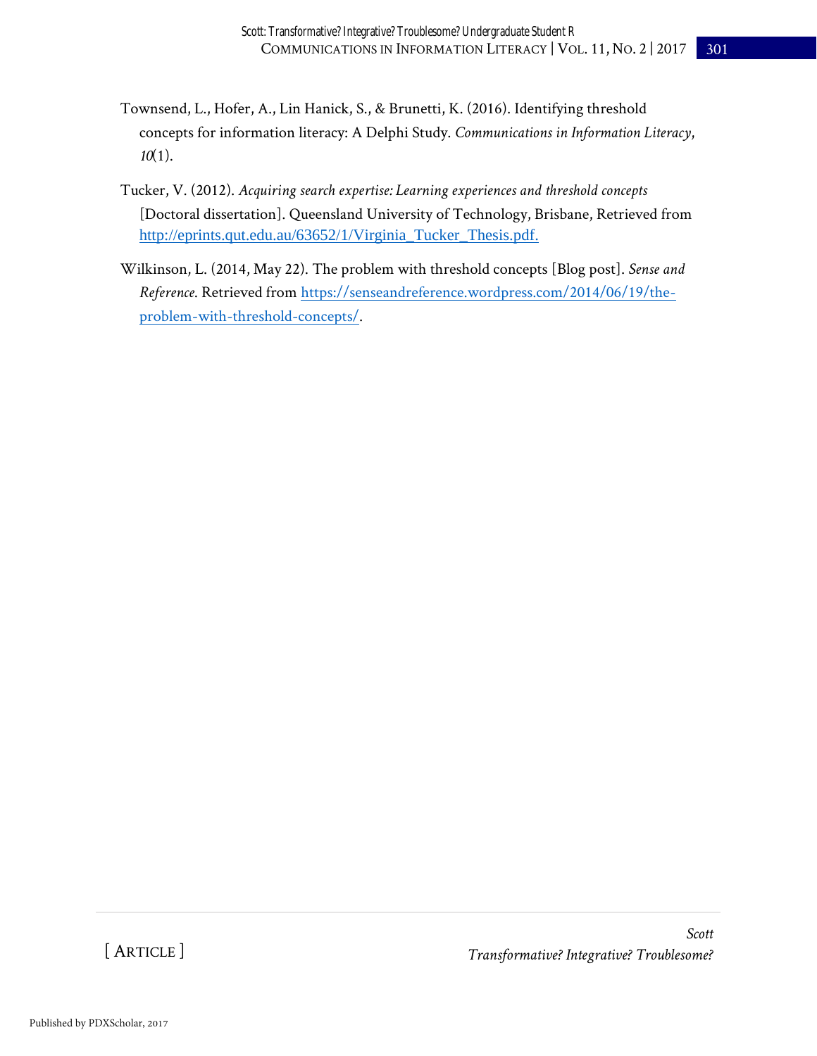Townsend, L., Hofer, A., Lin Hanick, S., & Brunetti, K. (2016). Identifying threshold concepts for information literacy: A Delphi Study. *Communications in Information Literacy*, *10*(1).

Tucker, V. (2012). *Acquiring search expertise: Learning experiences and threshold concepts* [Doctoral dissertation]. Queensland University of Technology, Brisbane, Retrieved from http://eprints.qut.edu.au/63652/1/Virginia_Tucker_Thesis.pdf.

Wilkinson, L. (2014, May 22). The problem with threshold concepts [Blog post]. *Sense and Reference*. Retrieved from https://senseandreference.wordpress.com/2014/06/19/the-problem-with-threshold-concepts/.